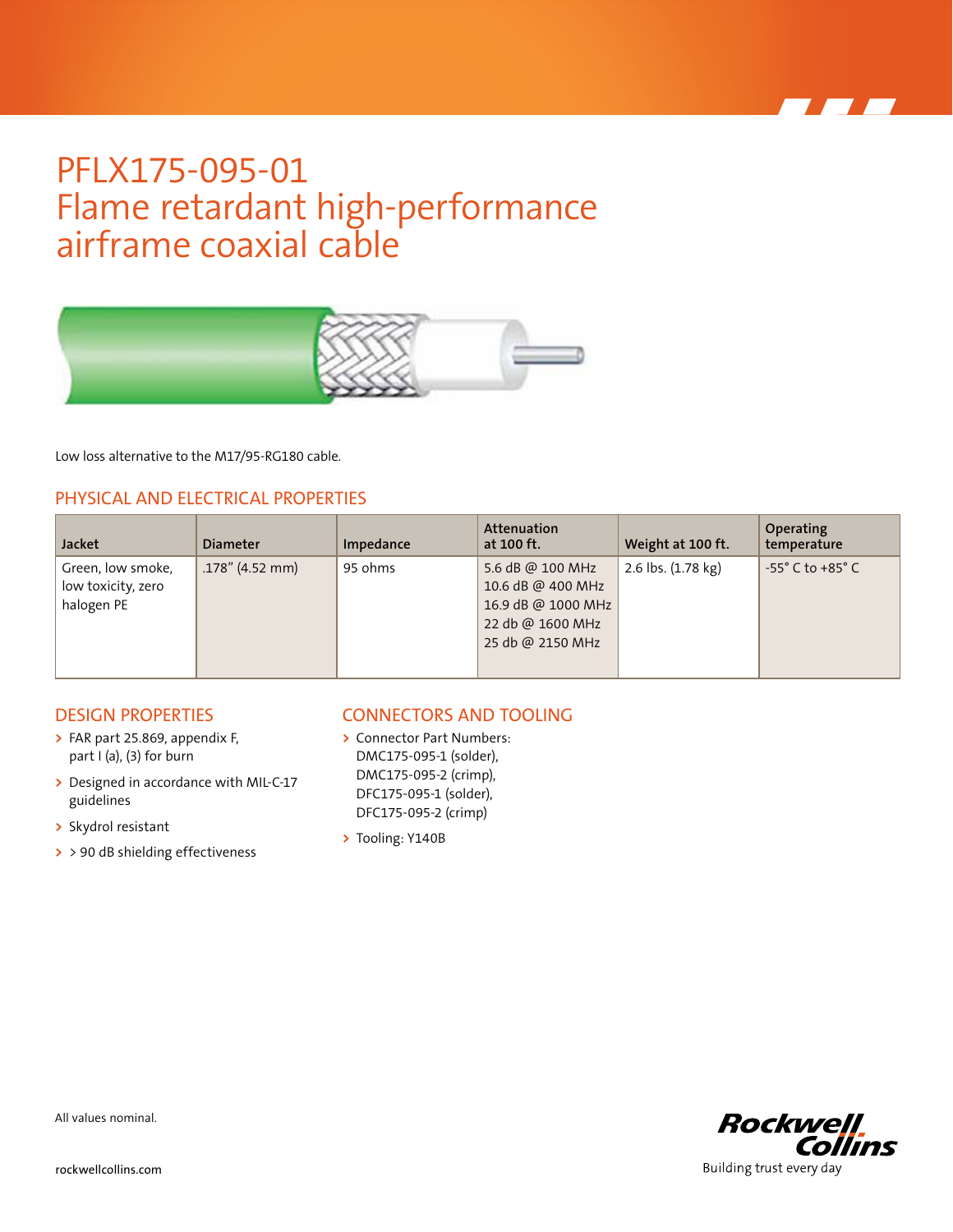# PFLX175-095-01
# Flame retardant high-performance airframe coaxial cable

Low loss alternative to the M17/95-RG180 cable.

## PHYSICAL AND ELECTRICAL PROPERTIES

| Jacket | Diameter | Impedance | Attenuation at 100 ft. | Weight at 100 ft. | Operating temperature |
|---|---|---|---|---|---|
| Green, low smoke, low toxicity, zero halogen PE | .178" (4.52 mm) | 95 ohms | 5.6 dB @ 100 MHz<br>10.6 dB @ 400 MHz<br>16.9 dB @ 1000 MHz<br>22 db @ 1600 MHz<br>25 db @ 2150 MHz | 2.6 lbs. (1.78 kg) | -55° C to +85° C |

## DESIGN PROPERTIES

- FAR part 25.869, appendix F, part I (a), (3) for burn
- Designed in accordance with MIL-C-17 guidelines
- Skydrol resistant
- > 90 dB shielding effectiveness

## CONNECTORS AND TOOLING

- Connector Part Numbers: DMC175-095-1 (solder), DMC175-095-2 (crimp), DFC175-095-1 (solder), DFC175-095-2 (crimp)
- Tooling: Y140B

All values nominal.

rockwellcollins.com

Rockwell Collins
Building trust every day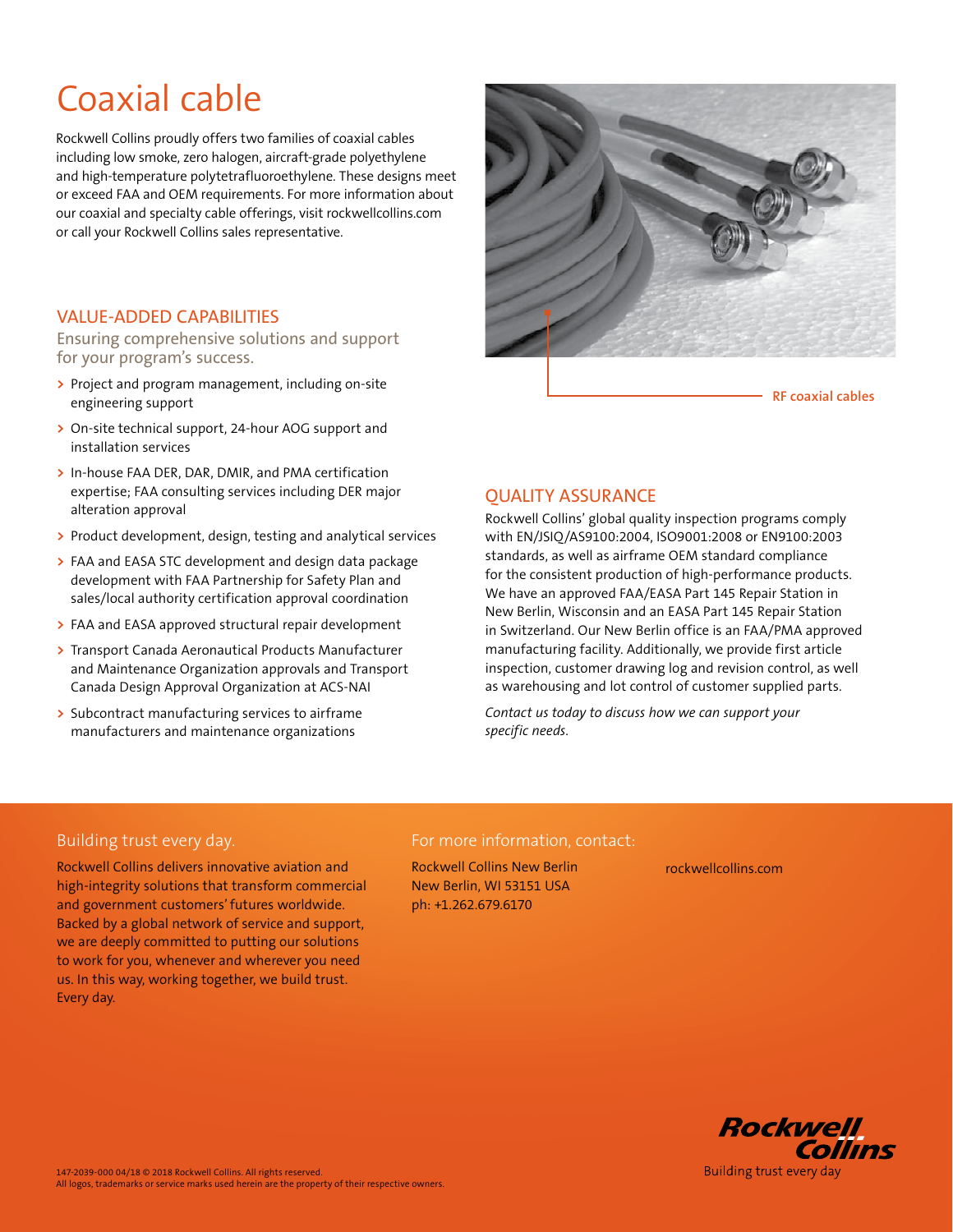# Coaxial cable

Rockwell Collins proudly offers two families of coaxial cables including low smoke, zero halogen, aircraft-grade polyethylene and high-temperature polytetrafluoroethylene. These designs meet or exceed FAA and OEM requirements. For more information about our coaxial and specialty cable offerings, visit rockwellcollins.com or call your Rockwell Collins sales representative.

RF coaxial cables

## VALUE-ADDED CAPABILITIES

Ensuring comprehensive solutions and support for your program's success.

- Project and program management, including on-site engineering support
- On-site technical support, 24-hour AOG support and installation services
- In-house FAA DER, DAR, DMIR, and PMA certification expertise; FAA consulting services including DER major alteration approval
- Product development, design, testing and analytical services
- FAA and EASA STC development and design data package development with FAA Partnership for Safety Plan and sales/local authority certification approval coordination
- FAA and EASA approved structural repair development
- Transport Canada Aeronautical Products Manufacturer and Maintenance Organization approvals and Transport Canada Design Approval Organization at ACS-NAI
- Subcontract manufacturing services to airframe manufacturers and maintenance organizations

## QUALITY ASSURANCE

Rockwell Collins' global quality inspection programs comply with EN/JSIQ/AS9100:2004, ISO9001:2008 or EN9100:2003 standards, as well as airframe OEM standard compliance for the consistent production of high-performance products. We have an approved FAA/EASA Part 145 Repair Station in New Berlin, Wisconsin and an EASA Part 145 Repair Station in Switzerland. Our New Berlin office is an FAA/PMA approved manufacturing facility. Additionally, we provide first article inspection, customer drawing log and revision control, as well as warehousing and lot control of customer supplied parts.

*Contact us today to discuss how we can support your specific needs.*

### Building trust every day.

Rockwell Collins delivers innovative aviation and high-integrity solutions that transform commercial and government customers' futures worldwide. Backed by a global network of service and support, we are deeply committed to putting our solutions to work for you, whenever and wherever you need us. In this way, working together, we build trust. Every day.

### For more information, contact:

Rockwell Collins New Berlin
New Berlin, WI 53151 USA
ph: +1.262.679.6170

rockwellcollins.com

Rockwell Collins
Building trust every day

147-2039-000 04/18 © 2018 Rockwell Collins. All rights reserved.
All logos, trademarks or service marks used herein are the property of their respective owners.